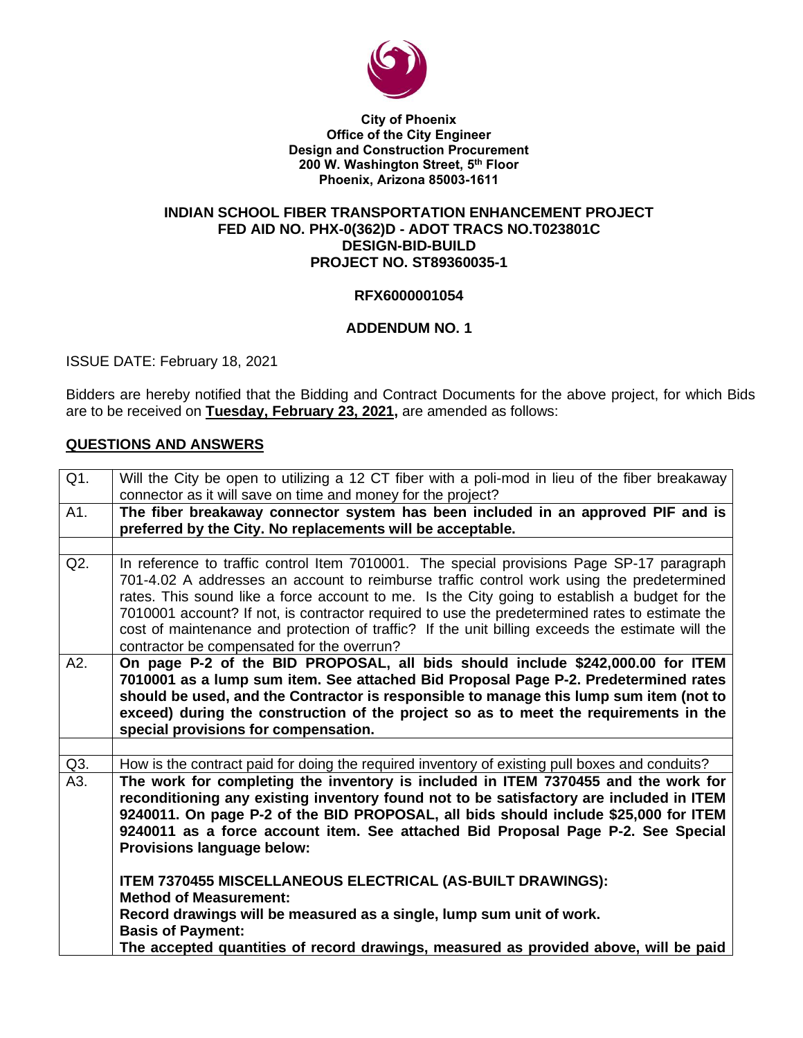**City of Phoenix**
**Office of the City Engineer**
**Design and Construction Procurement**
**200 W. Washington Street, 5th Floor**
**Phoenix, Arizona 85003-1611**

## INDIAN SCHOOL FIBER TRANSPORTATION ENHANCEMENT PROJECT
## FED AID NO. PHX-0(362)D - ADOT TRACS NO.T023801C
## DESIGN-BID-BUILD
## PROJECT NO. ST89360035-1

**RFX6000001054**

**ADDENDUM NO. 1**

ISSUE DATE: February 18, 2021

Bidders are hereby notified that the Bidding and Contract Documents for the above project, for which Bids are to be received on **Tuesday, February 23, 2021,** are amended as follows:

**QUESTIONS AND ANSWERS**

| | |
|---|---|
| Q1. | Will the City be open to utilizing a 12 CT fiber with a poli-mod in lieu of the fiber breakaway connector as it will save on time and money for the project? |
| A1. | **The fiber breakaway connector system has been included in an approved PIF and is preferred by the City. No replacements will be acceptable.** |
| | |
| Q2. | In reference to traffic control Item 7010001. The special provisions Page SP-17 paragraph 701-4.02 A addresses an account to reimburse traffic control work using the predetermined rates. This sound like a force account to me. Is the City going to establish a budget for the 7010001 account? If not, is contractor required to use the predetermined rates to estimate the cost of maintenance and protection of traffic? If the unit billing exceeds the estimate will the contractor be compensated for the overrun? |
| A2. | **On page P-2 of the BID PROPOSAL, all bids should include \$242,000.00 for ITEM 7010001 as a lump sum item. See attached Bid Proposal Page P-2. Predetermined rates should be used, and the Contractor is responsible to manage this lump sum item (not to exceed) during the construction of the project so as to meet the requirements in the special provisions for compensation.** |
| | |
| Q3. | How is the contract paid for doing the required inventory of existing pull boxes and conduits? |
| A3. | **The work for completing the inventory is included in ITEM 7370455 and the work for reconditioning any existing inventory found not to be satisfactory are included in ITEM 9240011. On page P-2 of the BID PROPOSAL, all bids should include \$25,000 for ITEM 9240011 as a force account item. See attached Bid Proposal Page P-2. See Special Provisions language below:**<br><br>**ITEM 7370455 MISCELLANEOUS ELECTRICAL (AS-BUILT DRAWINGS):**<br>**Method of Measurement:**<br>**Record drawings will be measured as a single, lump sum unit of work.**<br>**Basis of Payment:**<br>**The accepted quantities of record drawings, measured as provided above, will be paid** |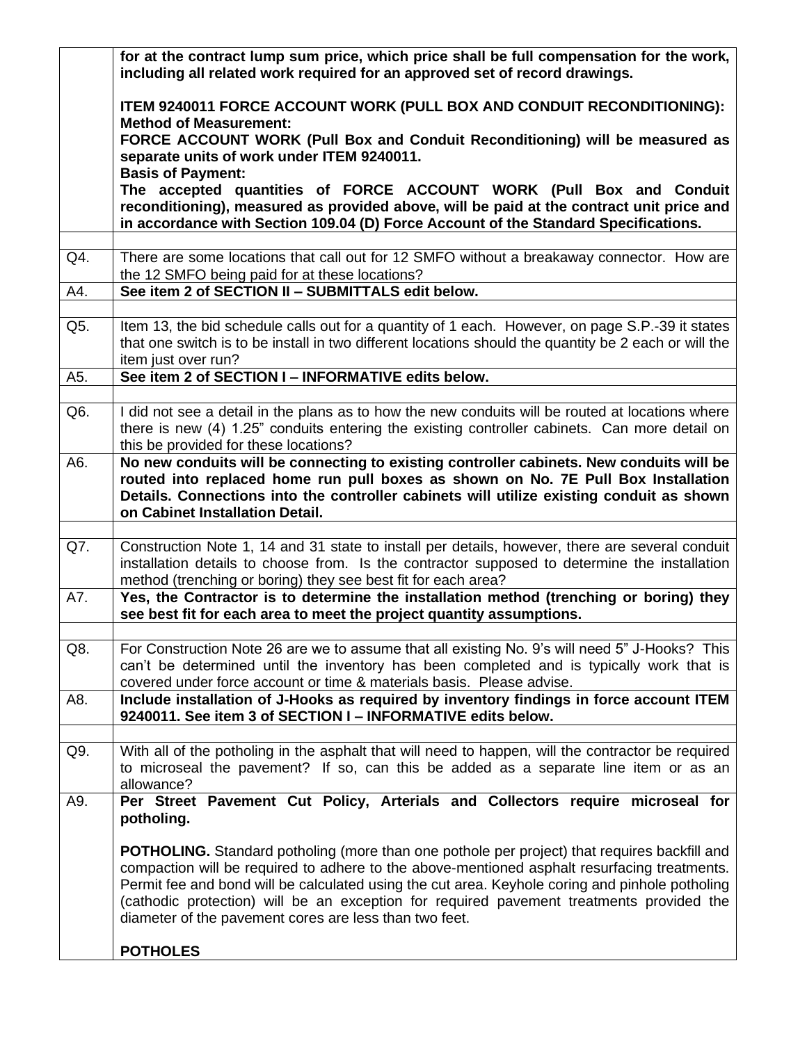| | |
|---|---|
| | **for at the contract lump sum price, which price shall be full compensation for the work, including all related work required for an approved set of record drawings.**<br><br>**ITEM 9240011 FORCE ACCOUNT WORK (PULL BOX AND CONDUIT RECONDITIONING):**<br>**Method of Measurement:**<br>**FORCE ACCOUNT WORK (Pull Box and Conduit Reconditioning) will be measured as separate units of work under ITEM 9240011.**<br>**Basis of Payment:**<br>**The accepted quantities of FORCE ACCOUNT WORK (Pull Box and Conduit reconditioning), measured as provided above, will be paid at the contract unit price and in accordance with Section 109.04 (D) Force Account of the Standard Specifications.** |
| | |
| Q4. | There are some locations that call out for 12 SMFO without a breakaway connector. How are the 12 SMFO being paid for at these locations? |
| A4. | **See item 2 of SECTION II – SUBMITTALS edit below.** |
| | |
| Q5. | Item 13, the bid schedule calls out for a quantity of 1 each. However, on page S.P.-39 it states that one switch is to be install in two different locations should the quantity be 2 each or will the item just over run? |
| A5. | **See item 2 of SECTION I – INFORMATIVE edits below.** |
| | |
| Q6. | I did not see a detail in the plans as to how the new conduits will be routed at locations where there is new (4) 1.25" conduits entering the existing controller cabinets. Can more detail on this be provided for these locations? |
| A6. | **No new conduits will be connecting to existing controller cabinets. New conduits will be routed into replaced home run pull boxes as shown on No. 7E Pull Box Installation Details. Connections into the controller cabinets will utilize existing conduit as shown on Cabinet Installation Detail.** |
| | |
| Q7. | Construction Note 1, 14 and 31 state to install per details, however, there are several conduit installation details to choose from. Is the contractor supposed to determine the installation method (trenching or boring) they see best fit for each area? |
| A7. | **Yes, the Contractor is to determine the installation method (trenching or boring) they see best fit for each area to meet the project quantity assumptions.** |
| | |
| Q8. | For Construction Note 26 are we to assume that all existing No. 9's will need 5" J-Hooks? This can't be determined until the inventory has been completed and is typically work that is covered under force account or time & materials basis. Please advise. |
| A8. | **Include installation of J-Hooks as required by inventory findings in force account ITEM 9240011. See item 3 of SECTION I – INFORMATIVE edits below.** |
| | |
| Q9. | With all of the potholing in the asphalt that will need to happen, will the contractor be required to microseal the pavement? If so, can this be added as a separate line item or as an allowance? |
| A9. | **Per Street Pavement Cut Policy, Arterials and Collectors require microseal for potholing.**<br><br>**POTHOLING.** Standard potholing (more than one pothole per project) that requires backfill and compaction will be required to adhere to the above-mentioned asphalt resurfacing treatments. Permit fee and bond will be calculated using the cut area. Keyhole coring and pinhole potholing (cathodic protection) will be an exception for required pavement treatments provided the diameter of the pavement cores are less than two feet.<br><br>**POTHOLES** |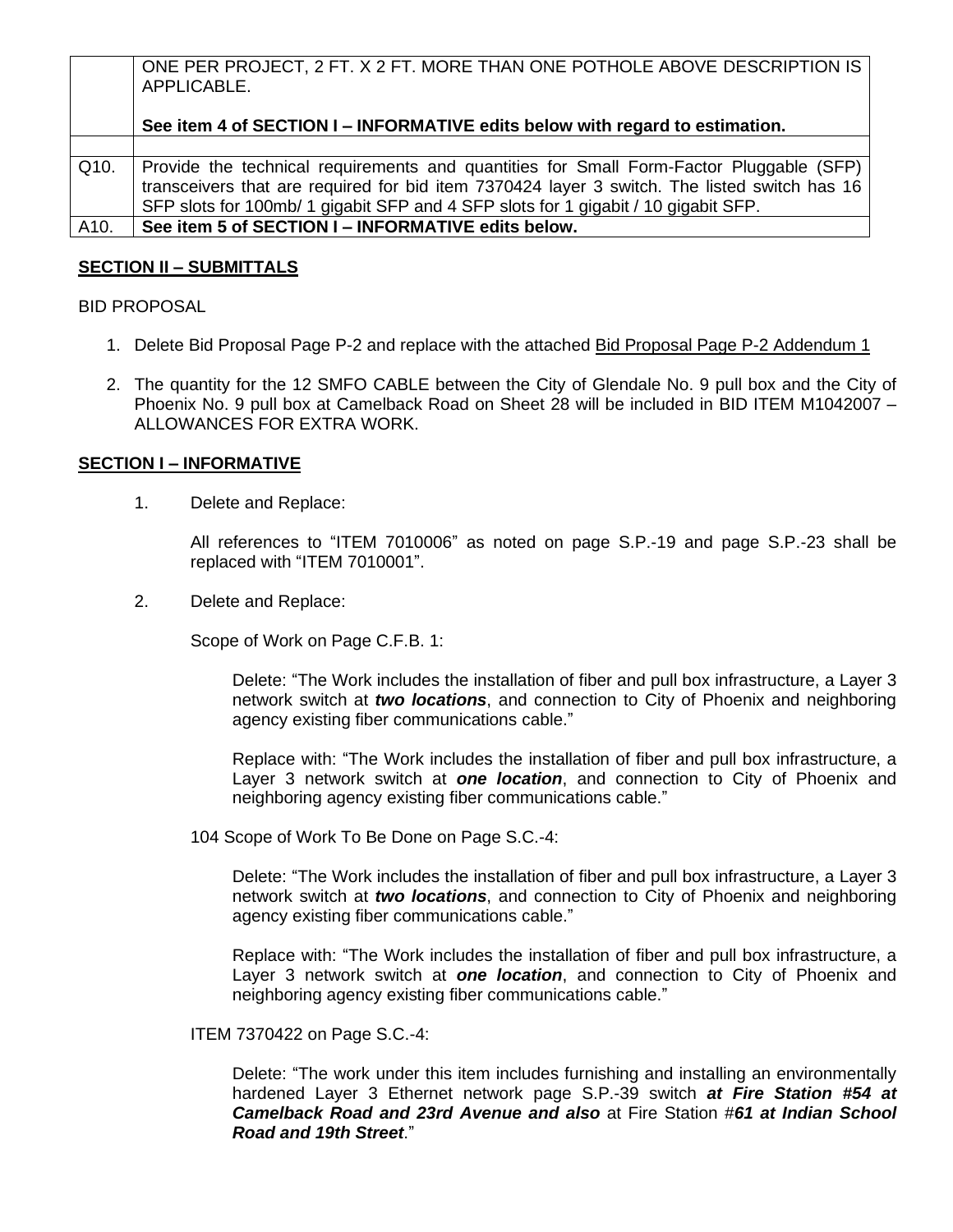| | |
|---|---|
| | ONE PER PROJECT, 2 FT. X 2 FT. MORE THAN ONE POTHOLE ABOVE DESCRIPTION IS APPLICABLE.<br><br>**See item 4 of SECTION I – INFORMATIVE edits below with regard to estimation.** |
| | |
| Q10. | Provide the technical requirements and quantities for Small Form-Factor Pluggable (SFP) transceivers that are required for bid item 7370424 layer 3 switch. The listed switch has 16 SFP slots for 100mb/ 1 gigabit SFP and 4 SFP slots for 1 gigabit / 10 gigabit SFP. |
| A10. | **See item 5 of SECTION I – INFORMATIVE edits below.** |

## **<u>SECTION II – SUBMITTALS</u>**

BID PROPOSAL

1. Delete Bid Proposal Page P-2 and replace with the attached <u>Bid Proposal Page P-2 Addendum 1</u>

2. The quantity for the 12 SMFO CABLE between the City of Glendale No. 9 pull box and the City of Phoenix No. 9 pull box at Camelback Road on Sheet 28 will be included in BID ITEM M1042007 – ALLOWANCES FOR EXTRA WORK.

## **<u>SECTION I – INFORMATIVE</u>**

1. Delete and Replace:

   All references to “ITEM 7010006” as noted on page S.P.-19 and page S.P.-23 shall be replaced with “ITEM 7010001”.

2. Delete and Replace:

   Scope of Work on Page C.F.B. 1:

   > Delete: “The Work includes the installation of fiber and pull box infrastructure, a Layer 3 network switch at ***two locations***, and connection to City of Phoenix and neighboring agency existing fiber communications cable.”
   >
   > Replace with: “The Work includes the installation of fiber and pull box infrastructure, a Layer 3 network switch at ***one location***, and connection to City of Phoenix and neighboring agency existing fiber communications cable.”

   104 Scope of Work To Be Done on Page S.C.-4:

   > Delete: “The Work includes the installation of fiber and pull box infrastructure, a Layer 3 network switch at ***two locations***, and connection to City of Phoenix and neighboring agency existing fiber communications cable.”
   >
   > Replace with: “The Work includes the installation of fiber and pull box infrastructure, a Layer 3 network switch at ***one location***, and connection to City of Phoenix and neighboring agency existing fiber communications cable.”

   ITEM 7370422 on Page S.C.-4:

   > Delete: “The work under this item includes furnishing and installing an environmentally hardened Layer 3 Ethernet network page S.P.-39 switch ***at Fire Station #54 at Camelback Road and 23rd Avenue and also*** at Fire Station #***61 at Indian School Road and 19th Street***.”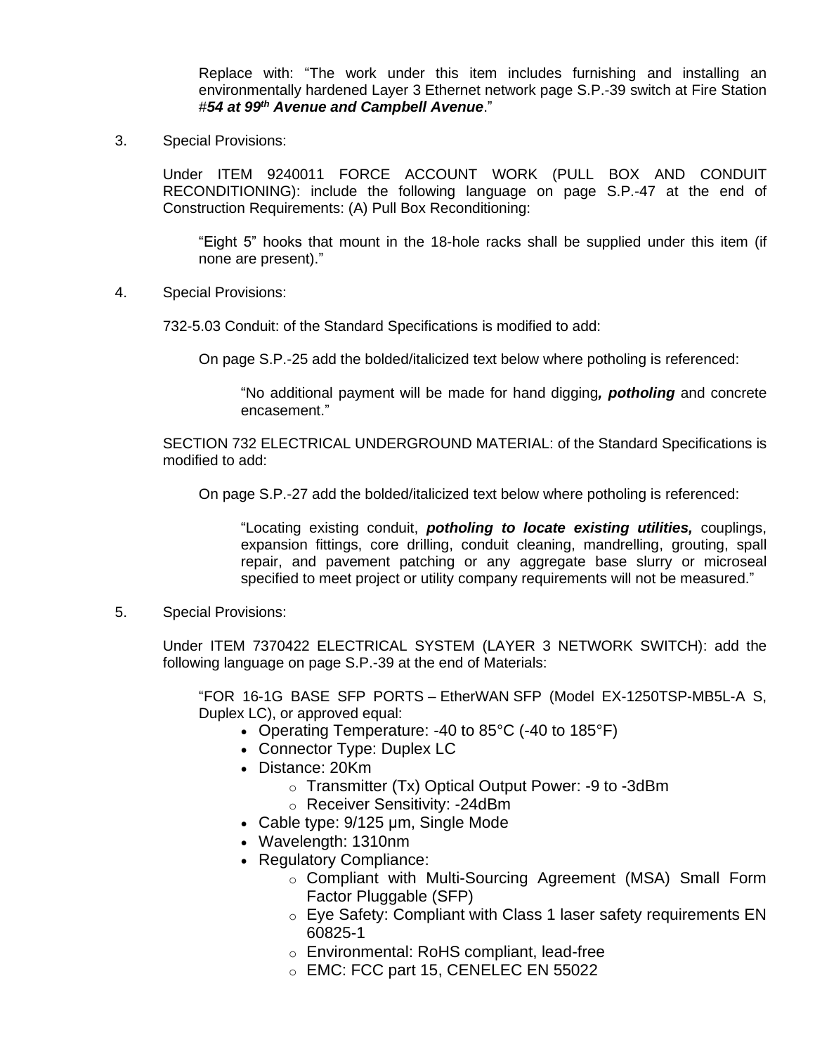Replace with: "The work under this item includes furnishing and installing an environmentally hardened Layer 3 Ethernet network page S.P.-39 switch at Fire Station #***54 at 99th Avenue and Campbell Avenue***."

3. Special Provisions:

Under ITEM 9240011 FORCE ACCOUNT WORK (PULL BOX AND CONDUIT RECONDITIONING): include the following language on page S.P.-47 at the end of Construction Requirements: (A) Pull Box Reconditioning:

"Eight 5" hooks that mount in the 18-hole racks shall be supplied under this item (if none are present)."

4. Special Provisions:

732-5.03 Conduit: of the Standard Specifications is modified to add:

On page S.P.-25 add the bolded/italicized text below where potholing is referenced:

"No additional payment will be made for hand digging***, potholing*** and concrete encasement."

SECTION 732 ELECTRICAL UNDERGROUND MATERIAL: of the Standard Specifications is modified to add:

On page S.P.-27 add the bolded/italicized text below where potholing is referenced:

"Locating existing conduit, ***potholing to locate existing utilities,*** couplings, expansion fittings, core drilling, conduit cleaning, mandrelling, grouting, spall repair, and pavement patching or any aggregate base slurry or microseal specified to meet project or utility company requirements will not be measured."

5. Special Provisions:

Under ITEM 7370422 ELECTRICAL SYSTEM (LAYER 3 NETWORK SWITCH): add the following language on page S.P.-39 at the end of Materials:

"FOR 16-1G BASE SFP PORTS – EtherWAN SFP (Model EX-1250TSP-MB5L-A S, Duplex LC), or approved equal:

- Operating Temperature: -40 to 85°C (-40 to 185°F)
- Connector Type: Duplex LC
- Distance: 20Km
  - Transmitter (Tx) Optical Output Power: -9 to -3dBm
  - Receiver Sensitivity: -24dBm
- Cable type: 9/125 µm, Single Mode
- Wavelength: 1310nm
- Regulatory Compliance:
  - Compliant with Multi-Sourcing Agreement (MSA) Small Form Factor Pluggable (SFP)
  - Eye Safety: Compliant with Class 1 laser safety requirements EN 60825-1
  - Environmental: RoHS compliant, lead-free
  - EMC: FCC part 15, CENELEC EN 55022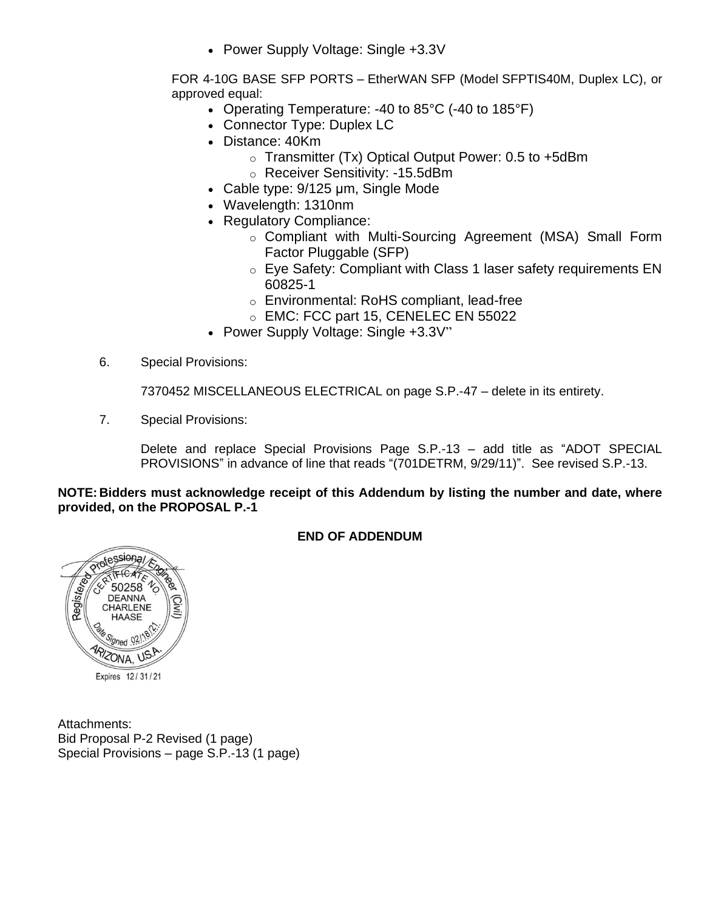- Power Supply Voltage: Single +3.3V

FOR 4-10G BASE SFP PORTS – EtherWAN SFP (Model SFPTIS40M, Duplex LC), or approved equal:

- Operating Temperature: -40 to 85°C (-40 to 185°F)
- Connector Type: Duplex LC
- Distance: 40Km
  - Transmitter (Tx) Optical Output Power: 0.5 to +5dBm
  - Receiver Sensitivity: -15.5dBm
- Cable type: 9/125 µm, Single Mode
- Wavelength: 1310nm
- Regulatory Compliance:
  - Compliant with Multi-Sourcing Agreement (MSA) Small Form Factor Pluggable (SFP)
  - Eye Safety: Compliant with Class 1 laser safety requirements EN 60825-1
  - Environmental: RoHS compliant, lead-free
  - EMC: FCC part 15, CENELEC EN 55022
- Power Supply Voltage: Single +3.3V"

6. Special Provisions:

   7370452 MISCELLANEOUS ELECTRICAL on page S.P.-47 – delete in its entirety.

7. Special Provisions:

   Delete and replace Special Provisions Page S.P.-13 – add title as "ADOT SPECIAL PROVISIONS" in advance of line that reads "(701DETRM, 9/29/11)". See revised S.P.-13.

**NOTE: Bidders must acknowledge receipt of this Addendum by listing the number and date, where provided, on the PROPOSAL P.-1**

**END OF ADDENDUM**

Registered Professional Engineer (Civil)
CERTIFICATE NO. 50258
DEANNA CHARLENE HAASE
Date Signed 02/18/21
ARIZONA, U.S.A.
Expires 12/31/21

Attachments:
Bid Proposal P-2 Revised (1 page)
Special Provisions – page S.P.-13 (1 page)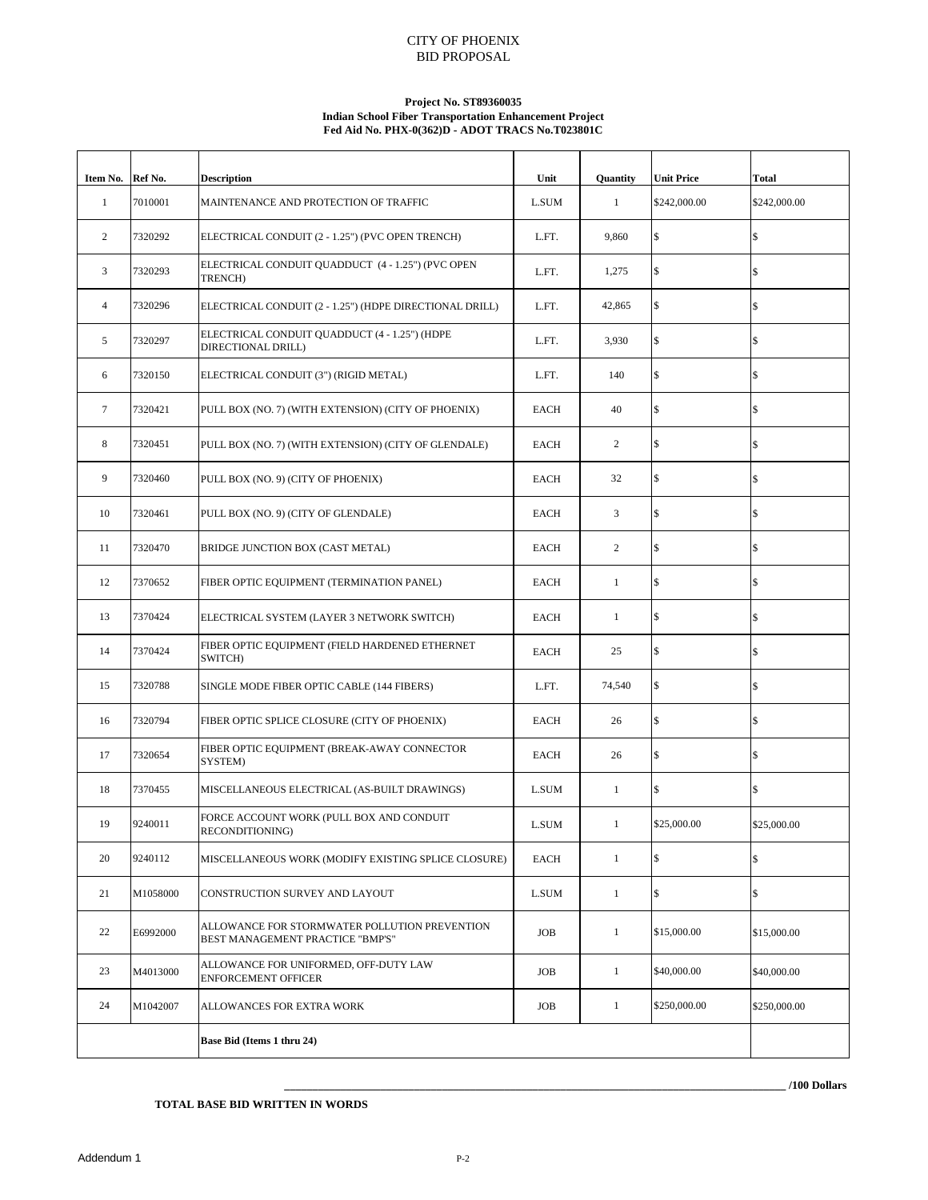# CITY OF PHOENIX
## BID PROPOSAL

**Project No. ST89360035**
**Indian School Fiber Transportation Enhancement Project**
**Fed Aid No. PHX-0(362)D - ADOT TRACS No.T023801C**

| Item No. | Ref No. | Description | Unit | Quantity | Unit Price | Total |
|---|---|---|---|---|---|---|
| 1 | 7010001 | MAINTENANCE AND PROTECTION OF TRAFFIC | L.SUM | 1 | $242,000.00 | $242,000.00 |
| 2 | 7320292 | ELECTRICAL CONDUIT (2 - 1.25") (PVC OPEN TRENCH) | L.FT. | 9,860 | $ | $ |
| 3 | 7320293 | ELECTRICAL CONDUIT QUADDUCT (4 - 1.25") (PVC OPEN TRENCH) | L.FT. | 1,275 | $ | $ |
| 4 | 7320296 | ELECTRICAL CONDUIT (2 - 1.25") (HDPE DIRECTIONAL DRILL) | L.FT. | 42,865 | $ | $ |
| 5 | 7320297 | ELECTRICAL CONDUIT QUADDUCT (4 - 1.25") (HDPE DIRECTIONAL DRILL) | L.FT. | 3,930 | $ | $ |
| 6 | 7320150 | ELECTRICAL CONDUIT (3") (RIGID METAL) | L.FT. | 140 | $ | $ |
| 7 | 7320421 | PULL BOX (NO. 7) (WITH EXTENSION) (CITY OF PHOENIX) | EACH | 40 | $ | $ |
| 8 | 7320451 | PULL BOX (NO. 7) (WITH EXTENSION) (CITY OF GLENDALE) | EACH | 2 | $ | $ |
| 9 | 7320460 | PULL BOX (NO. 9) (CITY OF PHOENIX) | EACH | 32 | $ | $ |
| 10 | 7320461 | PULL BOX (NO. 9) (CITY OF GLENDALE) | EACH | 3 | $ | $ |
| 11 | 7320470 | BRIDGE JUNCTION BOX (CAST METAL) | EACH | 2 | $ | $ |
| 12 | 7370652 | FIBER OPTIC EQUIPMENT (TERMINATION PANEL) | EACH | 1 | $ | $ |
| 13 | 7370424 | ELECTRICAL SYSTEM (LAYER 3 NETWORK SWITCH) | EACH | 1 | $ | $ |
| 14 | 7370424 | FIBER OPTIC EQUIPMENT (FIELD HARDENED ETHERNET SWITCH) | EACH | 25 | $ | $ |
| 15 | 7320788 | SINGLE MODE FIBER OPTIC CABLE (144 FIBERS) | L.FT. | 74,540 | $ | $ |
| 16 | 7320794 | FIBER OPTIC SPLICE CLOSURE (CITY OF PHOENIX) | EACH | 26 | $ | $ |
| 17 | 7320654 | FIBER OPTIC EQUIPMENT (BREAK-AWAY CONNECTOR SYSTEM) | EACH | 26 | $ | $ |
| 18 | 7370455 | MISCELLANEOUS ELECTRICAL (AS-BUILT DRAWINGS) | L.SUM | 1 | $ | $ |
| 19 | 9240011 | FORCE ACCOUNT WORK (PULL BOX AND CONDUIT RECONDITIONING) | L.SUM | 1 | $25,000.00 | $25,000.00 |
| 20 | 9240112 | MISCELLANEOUS WORK (MODIFY EXISTING SPLICE CLOSURE) | EACH | 1 | $ | $ |
| 21 | M1058000 | CONSTRUCTION SURVEY AND LAYOUT | L.SUM | 1 | $ | $ |
| 22 | E6992000 | ALLOWANCE FOR STORMWATER POLLUTION PREVENTION BEST MANAGEMENT PRACTICE "BMP'S" | JOB | 1 | $15,000.00 | $15,000.00 |
| 23 | M4013000 | ALLOWANCE FOR UNIFORMED, OFF-DUTY LAW ENFORCEMENT OFFICER | JOB | 1 | $40,000.00 | $40,000.00 |
| 24 | M1042007 | ALLOWANCES FOR EXTRA WORK | JOB | 1 | $250,000.00 | $250,000.00 |
| | | **Base Bid (Items 1 thru 24)** | | | | |

_______________________________________________ **/100 Dollars**

**TOTAL BASE BID WRITTEN IN WORDS**

Addendum 1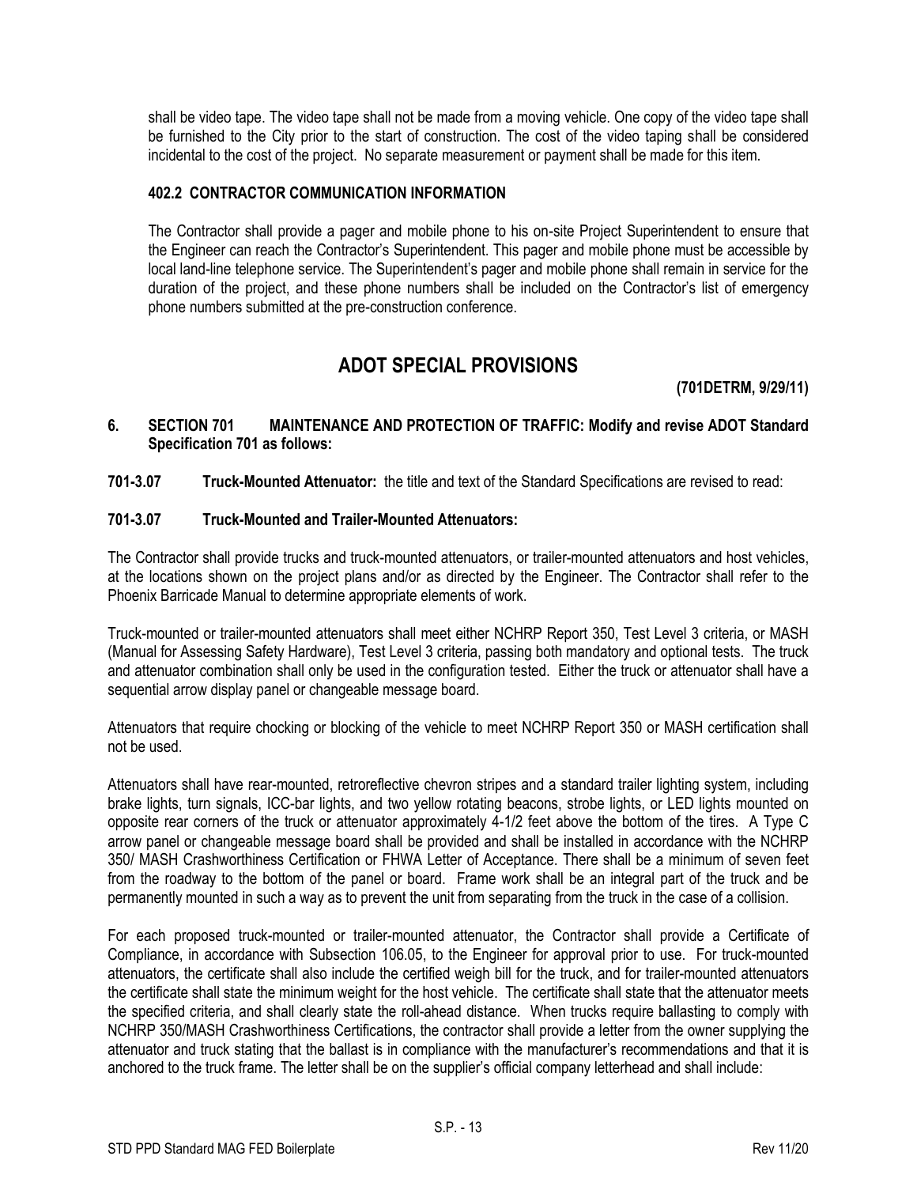shall be video tape. The video tape shall not be made from a moving vehicle. One copy of the video tape shall be furnished to the City prior to the start of construction. The cost of the video taping shall be considered incidental to the cost of the project. No separate measurement or payment shall be made for this item.

### 402.2 CONTRACTOR COMMUNICATION INFORMATION

The Contractor shall provide a pager and mobile phone to his on-site Project Superintendent to ensure that the Engineer can reach the Contractor's Superintendent. This pager and mobile phone must be accessible by local land-line telephone service. The Superintendent's pager and mobile phone shall remain in service for the duration of the project, and these phone numbers shall be included on the Contractor's list of emergency phone numbers submitted at the pre-construction conference.

## ADOT SPECIAL PROVISIONS

**(701DETRM, 9/29/11)**

**6. SECTION 701 MAINTENANCE AND PROTECTION OF TRAFFIC: Modify and revise ADOT Standard Specification 701 as follows:**

**701-3.07 Truck-Mounted Attenuator:** the title and text of the Standard Specifications are revised to read:

**701-3.07 Truck-Mounted and Trailer-Mounted Attenuators:**

The Contractor shall provide trucks and truck-mounted attenuators, or trailer-mounted attenuators and host vehicles, at the locations shown on the project plans and/or as directed by the Engineer. The Contractor shall refer to the Phoenix Barricade Manual to determine appropriate elements of work.

Truck-mounted or trailer-mounted attenuators shall meet either NCHRP Report 350, Test Level 3 criteria, or MASH (Manual for Assessing Safety Hardware), Test Level 3 criteria, passing both mandatory and optional tests. The truck and attenuator combination shall only be used in the configuration tested. Either the truck or attenuator shall have a sequential arrow display panel or changeable message board.

Attenuators that require chocking or blocking of the vehicle to meet NCHRP Report 350 or MASH certification shall not be used.

Attenuators shall have rear-mounted, retroreflective chevron stripes and a standard trailer lighting system, including brake lights, turn signals, ICC-bar lights, and two yellow rotating beacons, strobe lights, or LED lights mounted on opposite rear corners of the truck or attenuator approximately 4-1/2 feet above the bottom of the tires. A Type C arrow panel or changeable message board shall be provided and shall be installed in accordance with the NCHRP 350/ MASH Crashworthiness Certification or FHWA Letter of Acceptance. There shall be a minimum of seven feet from the roadway to the bottom of the panel or board. Frame work shall be an integral part of the truck and be permanently mounted in such a way as to prevent the unit from separating from the truck in the case of a collision.

For each proposed truck-mounted or trailer-mounted attenuator, the Contractor shall provide a Certificate of Compliance, in accordance with Subsection 106.05, to the Engineer for approval prior to use. For truck-mounted attenuators, the certificate shall also include the certified weigh bill for the truck, and for trailer-mounted attenuators the certificate shall state the minimum weight for the host vehicle. The certificate shall state that the attenuator meets the specified criteria, and shall clearly state the roll-ahead distance. When trucks require ballasting to comply with NCHRP 350/MASH Crashworthiness Certifications, the contractor shall provide a letter from the owner supplying the attenuator and truck stating that the ballast is in compliance with the manufacturer's recommendations and that it is anchored to the truck frame. The letter shall be on the supplier's official company letterhead and shall include: